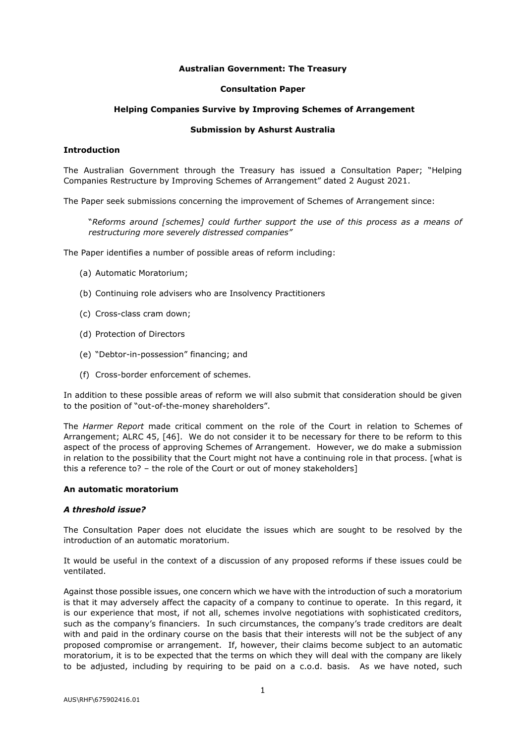**Australian Government: The Treasury**

**Consultation Paper**

**Helping Companies Survive by Improving Schemes of Arrangement**

**Submission by Ashurst Australia**

**Introduction**

The Australian Government through the Treasury has issued a Consultation Paper; "Helping Companies Restructure by Improving Schemes of Arrangement" dated 2 August 2021.

The Paper seek submissions concerning the improvement of Schemes of Arrangement since:

> "*Reforms around [schemes] could further support the use of this process as a means of restructuring more severely distressed companies"*

The Paper identifies a number of possible areas of reform including:

(a) Automatic Moratorium;

(b) Continuing role advisers who are Insolvency Practitioners

(c) Cross-class cram down;

(d) Protection of Directors

(e) "Debtor-in-possession" financing; and

(f) Cross-border enforcement of schemes.

In addition to these possible areas of reform we will also submit that consideration should be given to the position of "out-of-the-money shareholders".

The *Harmer Report* made critical comment on the role of the Court in relation to Schemes of Arrangement; ALRC 45, [46]. We do not consider it to be necessary for there to be reform to this aspect of the process of approving Schemes of Arrangement. However, we do make a submission in relation to the possibility that the Court might not have a continuing role in that process. [what is this a reference to? – the role of the Court or out of money stakeholders]

**An automatic moratorium**

***A threshold issue?***

The Consultation Paper does not elucidate the issues which are sought to be resolved by the introduction of an automatic moratorium.

It would be useful in the context of a discussion of any proposed reforms if these issues could be ventilated.

Against those possible issues, one concern which we have with the introduction of such a moratorium is that it may adversely affect the capacity of a company to continue to operate. In this regard, it is our experience that most, if not all, schemes involve negotiations with sophisticated creditors, such as the company's financiers. In such circumstances, the company's trade creditors are dealt with and paid in the ordinary course on the basis that their interests will not be the subject of any proposed compromise or arrangement. If, however, their claims become subject to an automatic moratorium, it is to be expected that the terms on which they will deal with the company are likely to be adjusted, including by requiring to be paid on a c.o.d. basis. As we have noted, such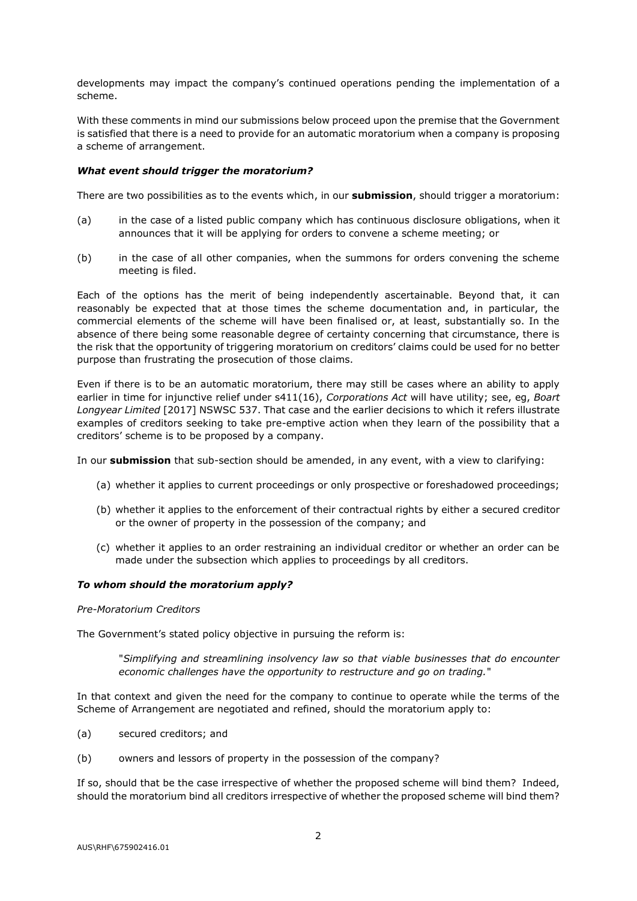developments may impact the company's continued operations pending the implementation of a scheme.

With these comments in mind our submissions below proceed upon the premise that the Government is satisfied that there is a need to provide for an automatic moratorium when a company is proposing a scheme of arrangement.

### *What event should trigger the moratorium?*

There are two possibilities as to the events which, in our **submission**, should trigger a moratorium:

(a) in the case of a listed public company which has continuous disclosure obligations, when it announces that it will be applying for orders to convene a scheme meeting; or

(b) in the case of all other companies, when the summons for orders convening the scheme meeting is filed.

Each of the options has the merit of being independently ascertainable. Beyond that, it can reasonably be expected that at those times the scheme documentation and, in particular, the commercial elements of the scheme will have been finalised or, at least, substantially so. In the absence of there being some reasonable degree of certainty concerning that circumstance, there is the risk that the opportunity of triggering moratorium on creditors' claims could be used for no better purpose than frustrating the prosecution of those claims.

Even if there is to be an automatic moratorium, there may still be cases where an ability to apply earlier in time for injunctive relief under s411(16), *Corporations Act* will have utility; see, eg, *Boart Longyear Limited* [2017] NSWSC 537. That case and the earlier decisions to which it refers illustrate examples of creditors seeking to take pre-emptive action when they learn of the possibility that a creditors' scheme is to be proposed by a company.

In our **submission** that sub-section should be amended, in any event, with a view to clarifying:

(a) whether it applies to current proceedings or only prospective or foreshadowed proceedings;

(b) whether it applies to the enforcement of their contractual rights by either a secured creditor or the owner of property in the possession of the company; and

(c) whether it applies to an order restraining an individual creditor or whether an order can be made under the subsection which applies to proceedings by all creditors.

### *To whom should the moratorium apply?*

*Pre-Moratorium Creditors*

The Government's stated policy objective in pursuing the reform is:

> "*Simplifying and streamlining insolvency law so that viable businesses that do encounter economic challenges have the opportunity to restructure and go on trading.*"

In that context and given the need for the company to continue to operate while the terms of the Scheme of Arrangement are negotiated and refined, should the moratorium apply to:

(a) secured creditors; and

(b) owners and lessors of property in the possession of the company?

If so, should that be the case irrespective of whether the proposed scheme will bind them? Indeed, should the moratorium bind all creditors irrespective of whether the proposed scheme will bind them?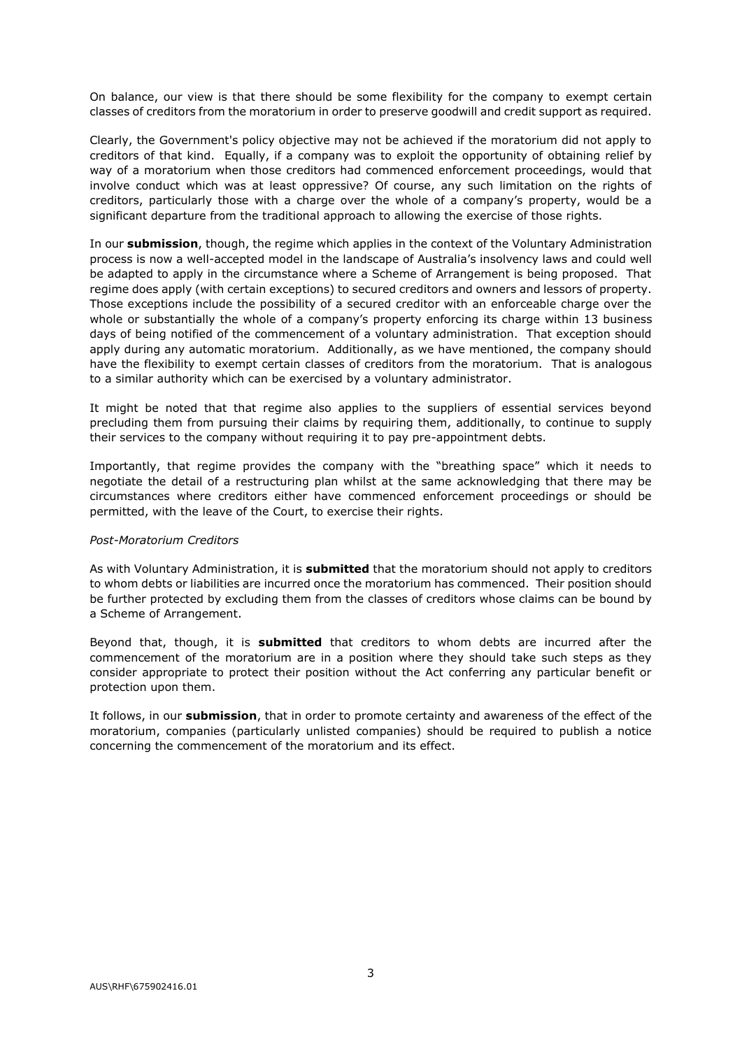On balance, our view is that there should be some flexibility for the company to exempt certain classes of creditors from the moratorium in order to preserve goodwill and credit support as required.

Clearly, the Government's policy objective may not be achieved if the moratorium did not apply to creditors of that kind. Equally, if a company was to exploit the opportunity of obtaining relief by way of a moratorium when those creditors had commenced enforcement proceedings, would that involve conduct which was at least oppressive? Of course, any such limitation on the rights of creditors, particularly those with a charge over the whole of a company's property, would be a significant departure from the traditional approach to allowing the exercise of those rights.

In our **submission**, though, the regime which applies in the context of the Voluntary Administration process is now a well-accepted model in the landscape of Australia's insolvency laws and could well be adapted to apply in the circumstance where a Scheme of Arrangement is being proposed. That regime does apply (with certain exceptions) to secured creditors and owners and lessors of property. Those exceptions include the possibility of a secured creditor with an enforceable charge over the whole or substantially the whole of a company's property enforcing its charge within 13 business days of being notified of the commencement of a voluntary administration. That exception should apply during any automatic moratorium. Additionally, as we have mentioned, the company should have the flexibility to exempt certain classes of creditors from the moratorium. That is analogous to a similar authority which can be exercised by a voluntary administrator.

It might be noted that that regime also applies to the suppliers of essential services beyond precluding them from pursuing their claims by requiring them, additionally, to continue to supply their services to the company without requiring it to pay pre-appointment debts.

Importantly, that regime provides the company with the "breathing space" which it needs to negotiate the detail of a restructuring plan whilst at the same acknowledging that there may be circumstances where creditors either have commenced enforcement proceedings or should be permitted, with the leave of the Court, to exercise their rights.

*Post-Moratorium Creditors*

As with Voluntary Administration, it is **submitted** that the moratorium should not apply to creditors to whom debts or liabilities are incurred once the moratorium has commenced. Their position should be further protected by excluding them from the classes of creditors whose claims can be bound by a Scheme of Arrangement.

Beyond that, though, it is **submitted** that creditors to whom debts are incurred after the commencement of the moratorium are in a position where they should take such steps as they consider appropriate to protect their position without the Act conferring any particular benefit or protection upon them.

It follows, in our **submission**, that in order to promote certainty and awareness of the effect of the moratorium, companies (particularly unlisted companies) should be required to publish a notice concerning the commencement of the moratorium and its effect.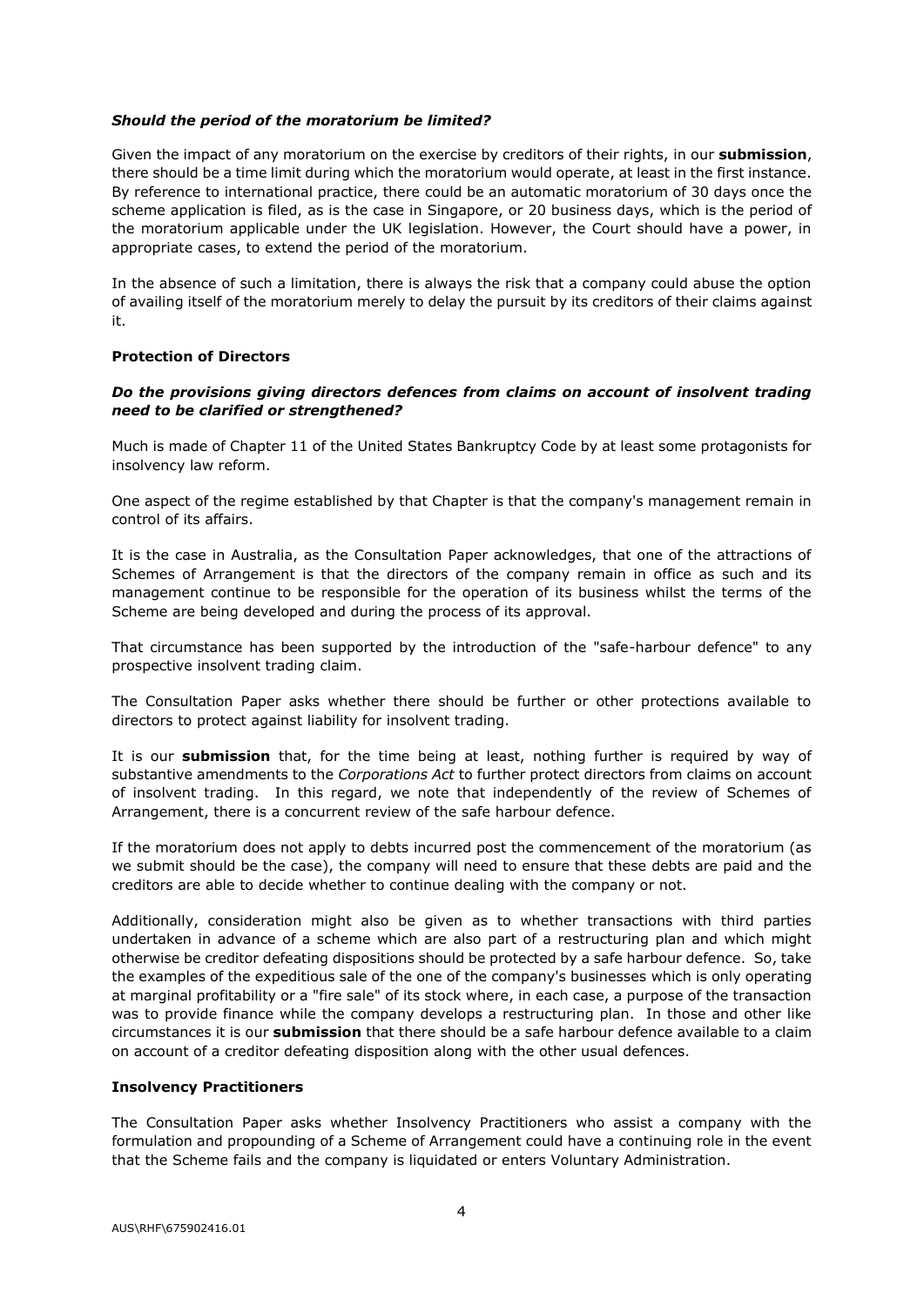***Should the period of the moratorium be limited?***

Given the impact of any moratorium on the exercise by creditors of their rights, in our **submission**, there should be a time limit during which the moratorium would operate, at least in the first instance. By reference to international practice, there could be an automatic moratorium of 30 days once the scheme application is filed, as is the case in Singapore, or 20 business days, which is the period of the moratorium applicable under the UK legislation. However, the Court should have a power, in appropriate cases, to extend the period of the moratorium.

In the absence of such a limitation, there is always the risk that a company could abuse the option of availing itself of the moratorium merely to delay the pursuit by its creditors of their claims against it.

**Protection of Directors**

***Do the provisions giving directors defences from claims on account of insolvent trading need to be clarified or strengthened?***

Much is made of Chapter 11 of the United States Bankruptcy Code by at least some protagonists for insolvency law reform.

One aspect of the regime established by that Chapter is that the company's management remain in control of its affairs.

It is the case in Australia, as the Consultation Paper acknowledges, that one of the attractions of Schemes of Arrangement is that the directors of the company remain in office as such and its management continue to be responsible for the operation of its business whilst the terms of the Scheme are being developed and during the process of its approval.

That circumstance has been supported by the introduction of the "safe-harbour defence" to any prospective insolvent trading claim.

The Consultation Paper asks whether there should be further or other protections available to directors to protect against liability for insolvent trading.

It is our **submission** that, for the time being at least, nothing further is required by way of substantive amendments to the *Corporations Act* to further protect directors from claims on account of insolvent trading. In this regard, we note that independently of the review of Schemes of Arrangement, there is a concurrent review of the safe harbour defence.

If the moratorium does not apply to debts incurred post the commencement of the moratorium (as we submit should be the case), the company will need to ensure that these debts are paid and the creditors are able to decide whether to continue dealing with the company or not.

Additionally, consideration might also be given as to whether transactions with third parties undertaken in advance of a scheme which are also part of a restructuring plan and which might otherwise be creditor defeating dispositions should be protected by a safe harbour defence. So, take the examples of the expeditious sale of the one of the company's businesses which is only operating at marginal profitability or a "fire sale" of its stock where, in each case, a purpose of the transaction was to provide finance while the company develops a restructuring plan. In those and other like circumstances it is our **submission** that there should be a safe harbour defence available to a claim on account of a creditor defeating disposition along with the other usual defences.

**Insolvency Practitioners**

The Consultation Paper asks whether Insolvency Practitioners who assist a company with the formulation and propounding of a Scheme of Arrangement could have a continuing role in the event that the Scheme fails and the company is liquidated or enters Voluntary Administration.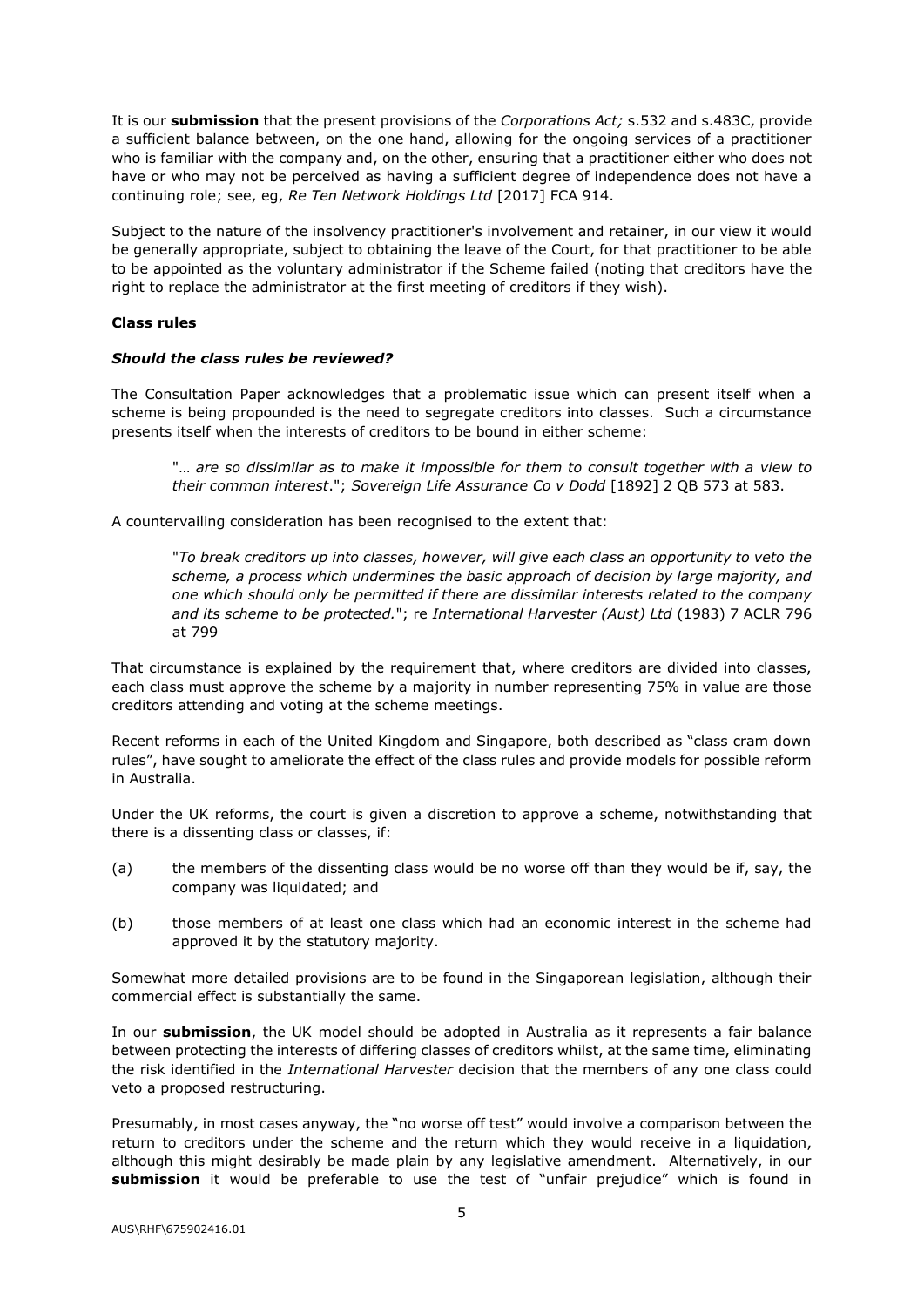It is our **submission** that the present provisions of the *Corporations Act;* s.532 and s.483C, provide a sufficient balance between, on the one hand, allowing for the ongoing services of a practitioner who is familiar with the company and, on the other, ensuring that a practitioner either who does not have or who may not be perceived as having a sufficient degree of independence does not have a continuing role; see, eg, *Re Ten Network Holdings Ltd* [2017] FCA 914.

Subject to the nature of the insolvency practitioner's involvement and retainer, in our view it would be generally appropriate, subject to obtaining the leave of the Court, for that practitioner to be able to be appointed as the voluntary administrator if the Scheme failed (noting that creditors have the right to replace the administrator at the first meeting of creditors if they wish).

**Class rules**

***Should the class rules be reviewed?***

The Consultation Paper acknowledges that a problematic issue which can present itself when a scheme is being propounded is the need to segregate creditors into classes. Such a circumstance presents itself when the interests of creditors to be bound in either scheme:

> "… *are so dissimilar as to make it impossible for them to consult together with a view to their common interest*."; *Sovereign Life Assurance Co v Dodd* [1892] 2 QB 573 at 583.

A countervailing consideration has been recognised to the extent that:

> "*To break creditors up into classes, however, will give each class an opportunity to veto the scheme, a process which undermines the basic approach of decision by large majority, and one which should only be permitted if there are dissimilar interests related to the company and its scheme to be protected.*"; re *International Harvester (Aust) Ltd* (1983) 7 ACLR 796 at 799

That circumstance is explained by the requirement that, where creditors are divided into classes, each class must approve the scheme by a majority in number representing 75% in value are those creditors attending and voting at the scheme meetings.

Recent reforms in each of the United Kingdom and Singapore, both described as "class cram down rules", have sought to ameliorate the effect of the class rules and provide models for possible reform in Australia.

Under the UK reforms, the court is given a discretion to approve a scheme, notwithstanding that there is a dissenting class or classes, if:

(a) the members of the dissenting class would be no worse off than they would be if, say, the company was liquidated; and

(b) those members of at least one class which had an economic interest in the scheme had approved it by the statutory majority.

Somewhat more detailed provisions are to be found in the Singaporean legislation, although their commercial effect is substantially the same.

In our **submission**, the UK model should be adopted in Australia as it represents a fair balance between protecting the interests of differing classes of creditors whilst, at the same time, eliminating the risk identified in the *International Harvester* decision that the members of any one class could veto a proposed restructuring.

Presumably, in most cases anyway, the "no worse off test" would involve a comparison between the return to creditors under the scheme and the return which they would receive in a liquidation, although this might desirably be made plain by any legislative amendment. Alternatively, in our **submission** it would be preferable to use the test of "unfair prejudice" which is found in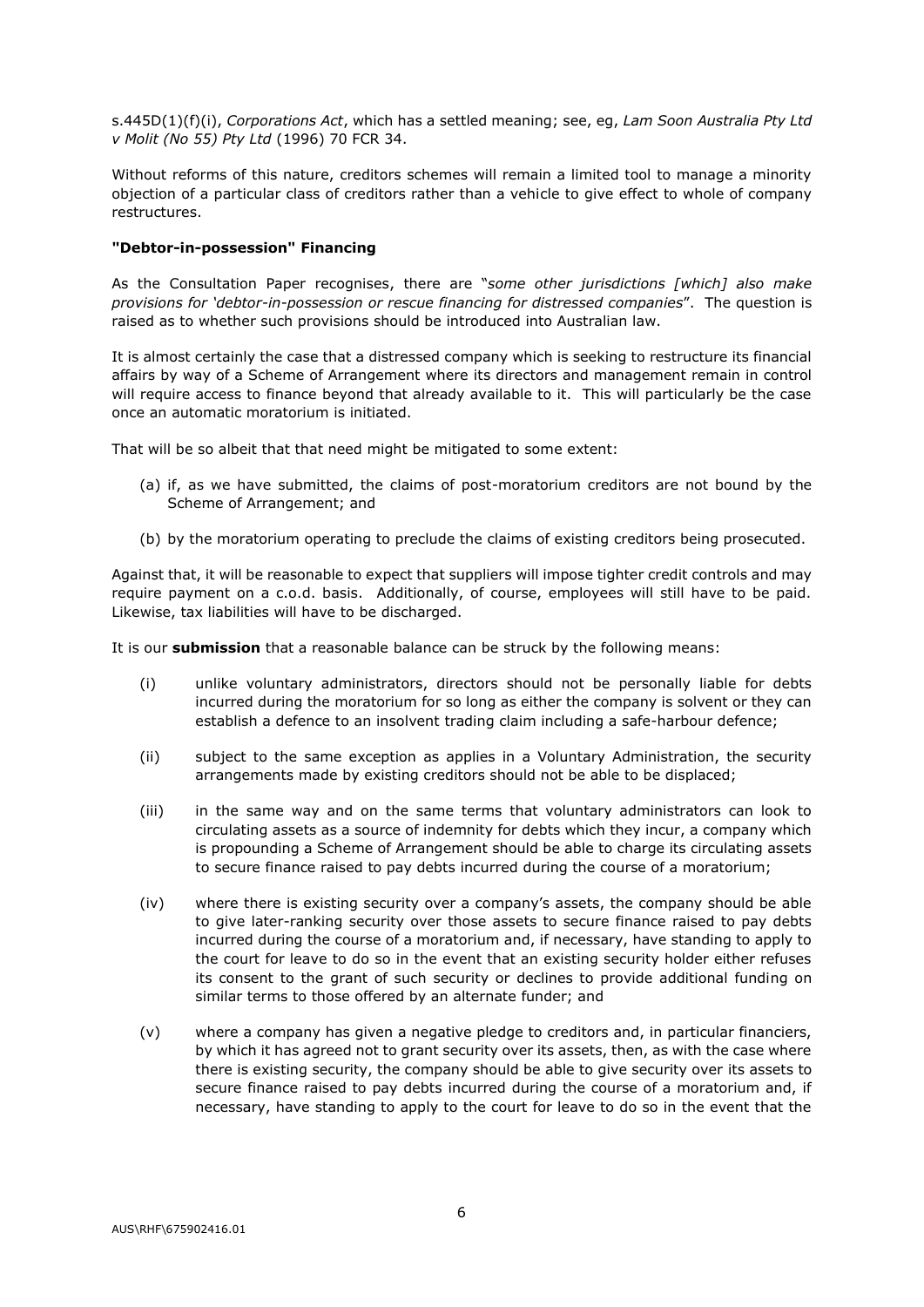s.445D(1)(f)(i), *Corporations Act*, which has a settled meaning; see, eg, *Lam Soon Australia Pty Ltd v Molit (No 55) Pty Ltd* (1996) 70 FCR 34.

Without reforms of this nature, creditors schemes will remain a limited tool to manage a minority objection of a particular class of creditors rather than a vehicle to give effect to whole of company restructures.

**"Debtor-in-possession" Financing**

As the Consultation Paper recognises, there are "*some other jurisdictions [which] also make provisions for 'debtor-in-possession or rescue financing for distressed companies*". The question is raised as to whether such provisions should be introduced into Australian law.

It is almost certainly the case that a distressed company which is seeking to restructure its financial affairs by way of a Scheme of Arrangement where its directors and management remain in control will require access to finance beyond that already available to it. This will particularly be the case once an automatic moratorium is initiated.

That will be so albeit that that need might be mitigated to some extent:

(a) if, as we have submitted, the claims of post-moratorium creditors are not bound by the Scheme of Arrangement; and

(b) by the moratorium operating to preclude the claims of existing creditors being prosecuted.

Against that, it will be reasonable to expect that suppliers will impose tighter credit controls and may require payment on a c.o.d. basis. Additionally, of course, employees will still have to be paid. Likewise, tax liabilities will have to be discharged.

It is our **submission** that a reasonable balance can be struck by the following means:

(i) unlike voluntary administrators, directors should not be personally liable for debts incurred during the moratorium for so long as either the company is solvent or they can establish a defence to an insolvent trading claim including a safe-harbour defence;

(ii) subject to the same exception as applies in a Voluntary Administration, the security arrangements made by existing creditors should not be able to be displaced;

(iii) in the same way and on the same terms that voluntary administrators can look to circulating assets as a source of indemnity for debts which they incur, a company which is propounding a Scheme of Arrangement should be able to charge its circulating assets to secure finance raised to pay debts incurred during the course of a moratorium;

(iv) where there is existing security over a company's assets, the company should be able to give later-ranking security over those assets to secure finance raised to pay debts incurred during the course of a moratorium and, if necessary, have standing to apply to the court for leave to do so in the event that an existing security holder either refuses its consent to the grant of such security or declines to provide additional funding on similar terms to those offered by an alternate funder; and

(v) where a company has given a negative pledge to creditors and, in particular financiers, by which it has agreed not to grant security over its assets, then, as with the case where there is existing security, the company should be able to give security over its assets to secure finance raised to pay debts incurred during the course of a moratorium and, if necessary, have standing to apply to the court for leave to do so in the event that the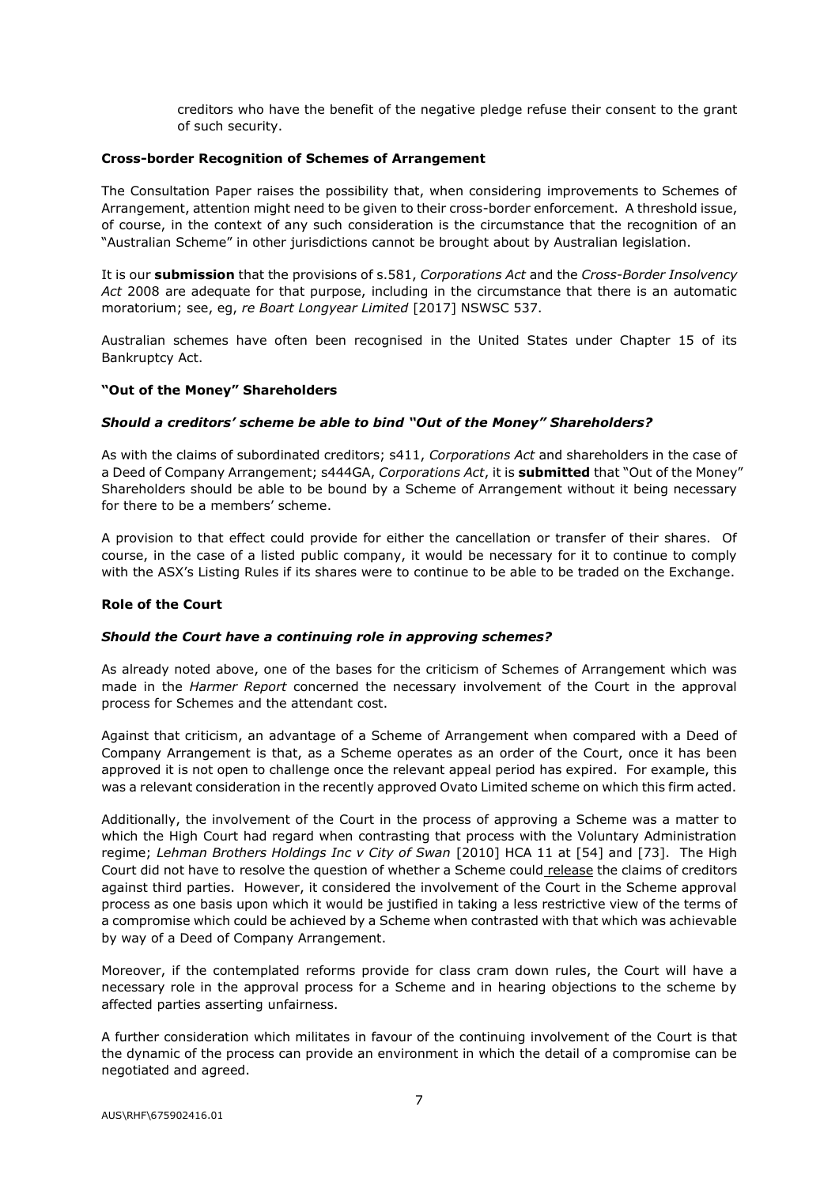creditors who have the benefit of the negative pledge refuse their consent to the grant of such security.

**Cross-border Recognition of Schemes of Arrangement**

The Consultation Paper raises the possibility that, when considering improvements to Schemes of Arrangement, attention might need to be given to their cross-border enforcement. A threshold issue, of course, in the context of any such consideration is the circumstance that the recognition of an "Australian Scheme" in other jurisdictions cannot be brought about by Australian legislation.

It is our **submission** that the provisions of s.581, *Corporations Act* and the *Cross-Border Insolvency Act* 2008 are adequate for that purpose, including in the circumstance that there is an automatic moratorium; see, eg, *re Boart Longyear Limited* [2017] NSWSC 537.

Australian schemes have often been recognised in the United States under Chapter 15 of its Bankruptcy Act.

**"Out of the Money" Shareholders**

***Should a creditors' scheme be able to bind "Out of the Money" Shareholders?***

As with the claims of subordinated creditors; s411, *Corporations Act* and shareholders in the case of a Deed of Company Arrangement; s444GA, *Corporations Act*, it is **submitted** that "Out of the Money" Shareholders should be able to be bound by a Scheme of Arrangement without it being necessary for there to be a members' scheme.

A provision to that effect could provide for either the cancellation or transfer of their shares. Of course, in the case of a listed public company, it would be necessary for it to continue to comply with the ASX's Listing Rules if its shares were to continue to be able to be traded on the Exchange.

**Role of the Court**

***Should the Court have a continuing role in approving schemes?***

As already noted above, one of the bases for the criticism of Schemes of Arrangement which was made in the *Harmer Report* concerned the necessary involvement of the Court in the approval process for Schemes and the attendant cost.

Against that criticism, an advantage of a Scheme of Arrangement when compared with a Deed of Company Arrangement is that, as a Scheme operates as an order of the Court, once it has been approved it is not open to challenge once the relevant appeal period has expired. For example, this was a relevant consideration in the recently approved Ovato Limited scheme on which this firm acted.

Additionally, the involvement of the Court in the process of approving a Scheme was a matter to which the High Court had regard when contrasting that process with the Voluntary Administration regime; *Lehman Brothers Holdings Inc v City of Swan* [2010] HCA 11 at [54] and [73]. The High Court did not have to resolve the question of whether a Scheme could release the claims of creditors against third parties. However, it considered the involvement of the Court in the Scheme approval process as one basis upon which it would be justified in taking a less restrictive view of the terms of a compromise which could be achieved by a Scheme when contrasted with that which was achievable by way of a Deed of Company Arrangement.

Moreover, if the contemplated reforms provide for class cram down rules, the Court will have a necessary role in the approval process for a Scheme and in hearing objections to the scheme by affected parties asserting unfairness.

A further consideration which militates in favour of the continuing involvement of the Court is that the dynamic of the process can provide an environment in which the detail of a compromise can be negotiated and agreed.

AUS\RHF\675902416.01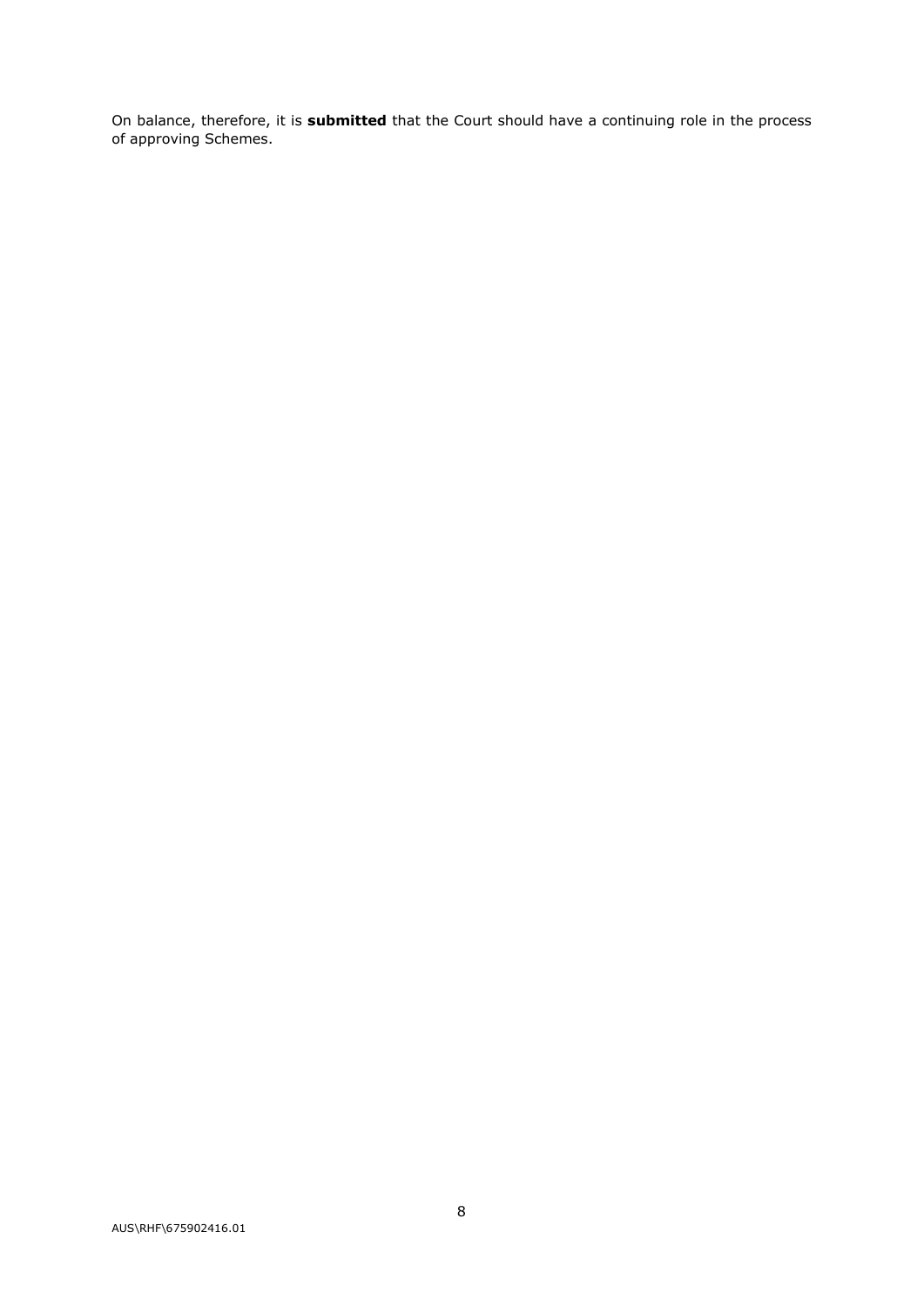On balance, therefore, it is **submitted** that the Court should have a continuing role in the process of approving Schemes.